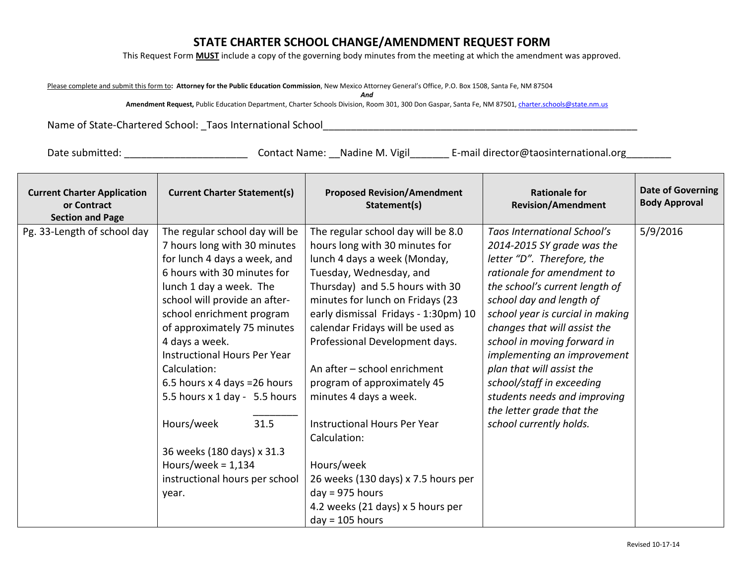# STATE CHARTER SCHOOL CHANGE/AMENDMENT REQUEST FORM

This Request Form **MUST** include a copy of the governing body minutes from the meeting at which the amendment was approved.

Please complete and submit this form to**: Attorney for the Public Education Commission**, New Mexico Attorney General's Office, P.O. Box 1508, Santa Fe, NM 87504

*And*

**Amendment Request,** Public Education Department, Charter Schools Division, Room 301, 300 Don Gaspar, Santa Fe, NM 87501, charter.schools@state.nm.us

Name of State-Chartered School: _Taos International School____________________________________________________________

Date submitted: ______________________ Contact Name: __Nadine M. Vigil_______ E-mail director@taosinternational.org________

| Current Charter Application or Contract Section and Page | Current Charter Statement(s) | Proposed Revision/Amendment Statement(s) | Rationale for Revision/Amendment | Date of Governing Body Approval |
|---|---|---|---|---|
| Pg. 33-Length of school day | The regular school day will be 7 hours long with 30 minutes for lunch 4 days a week, and 6 hours with 30 minutes for lunch 1 day a week. The school will provide an after-school enrichment program of approximately 75 minutes 4 days a week.<br>Instructional Hours Per Year Calculation:<br>6.5 hours x 4 days =26 hours<br>5.5 hours x 1 day - 5.5 hours<br>________<br>Hours/week 31.5<br><br>36 weeks (180 days) x 31.3 Hours/week = 1,134 instructional hours per school year. | The regular school day will be 8.0 hours long with 30 minutes for lunch 4 days a week (Monday, Tuesday, Wednesday, and Thursday) and 5.5 hours with 30 minutes for lunch on Fridays (23 early dismissal Fridays - 1:30pm) 10 calendar Fridays will be used as Professional Development days.<br><br>An after – school enrichment program of approximately 45 minutes 4 days a week.<br><br>Instructional Hours Per Year Calculation:<br><br>Hours/week<br>26 weeks (130 days) x 7.5 hours per day = 975 hours<br>4.2 weeks (21 days) x 5 hours per day = 105 hours | *Taos International School's 2014-2015 SY grade was the letter "D". Therefore, the rationale for amendment to the school's current length of school day and length of school year is curcial in making changes that will assist the school in moving forward in implementing an improvement plan that will assist the school/staff in exceeding students needs and improving the letter grade that the school currently holds.* | 5/9/2016 |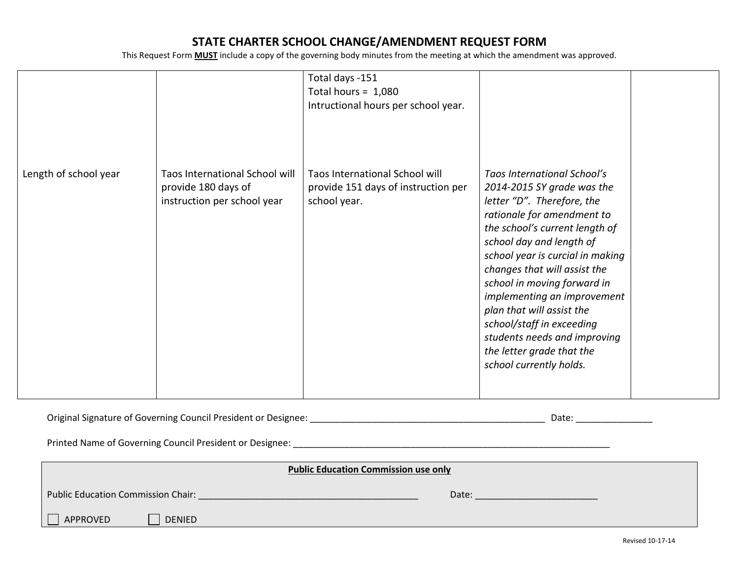# STATE CHARTER SCHOOL CHANGE/AMENDMENT REQUEST FORM

This Request Form **MUST** include a copy of the governing body minutes from the meeting at which the amendment was approved.

| | | | | |
|---|---|---|---|---|
| | | Total days -151<br>Total hours = 1,080<br>Intructional hours per school year. | | |
| Length of school year | Taos International School will provide 180 days of instruction per school year | Taos International School will provide 151 days of instruction per school year. | *Taos International School's 2014-2015 SY grade was the letter "D". Therefore, the rationale for amendment to the school's current length of school day and length of school year is curcial in making changes that will assist the school in moving forward in implementing an improvement plan that will assist the school/staff in exceeding students needs and improving the letter grade that the school currently holds.* | |

Original Signature of Governing Council President or Designee: ________________________________________________ Date: _______________

Printed Name of Governing Council President or Designee: __________________________________________________________________

**Public Education Commission use only**

Public Education Commission Chair: _____________________________________________ Date: _________________________

☐ APPROVED ☐ DENIED

Revised 10-17-14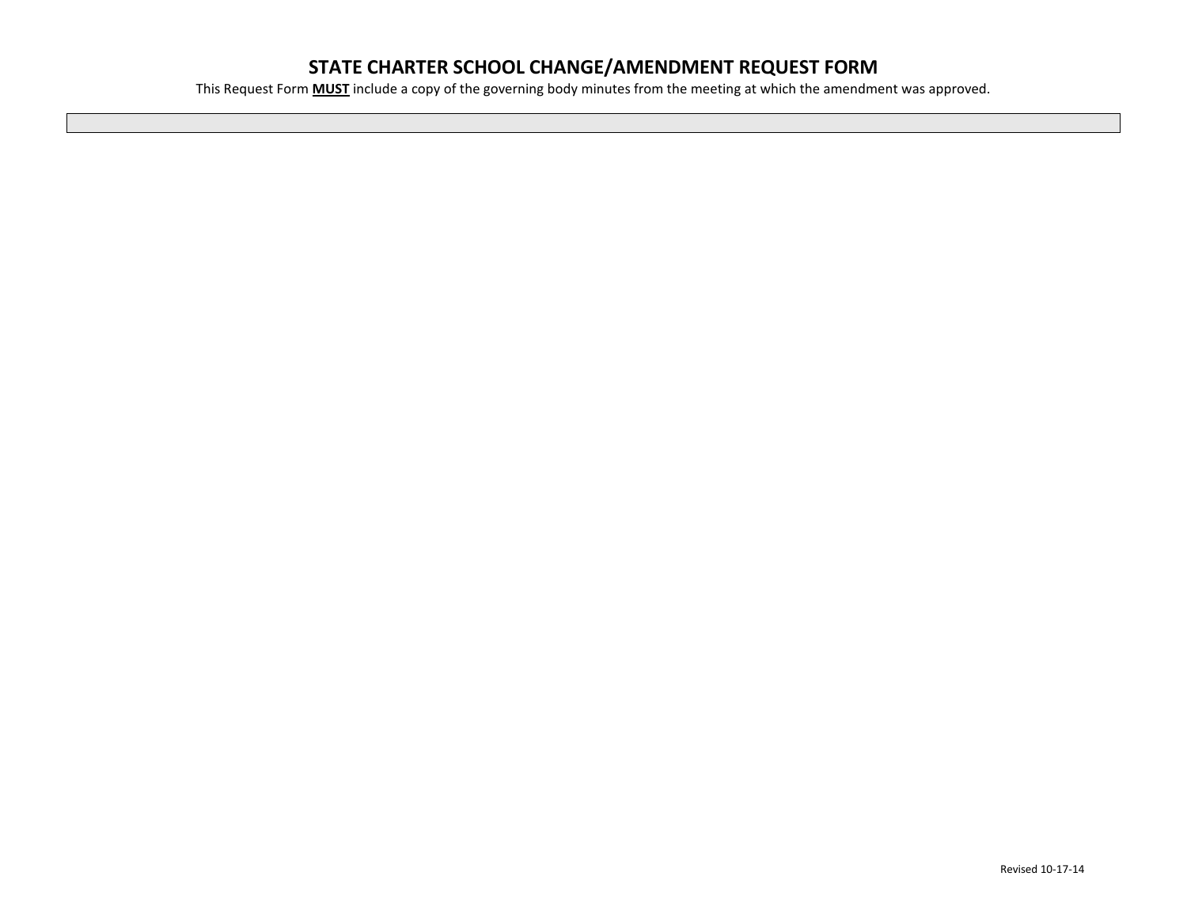# STATE CHARTER SCHOOL CHANGE/AMENDMENT REQUEST FORM

This Request Form **MUST** include a copy of the governing body minutes from the meeting at which the amendment was approved.

| |
|---|
| |

Revised 10-17-14